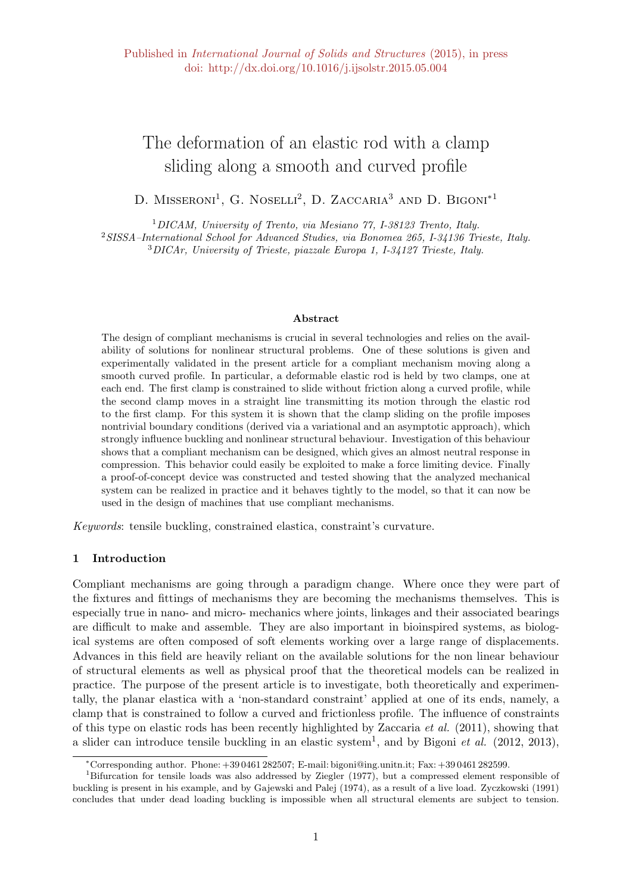Published in *International Journal of Solids and Structures* (2015), in press
doi: http://dx.doi.org/10.1016/j.ijsolstr.2015.05.004

# The deformation of an elastic rod with a clamp sliding along a smooth and curved profile

D. Misseroni[1], G. Noselli[2], D. Zaccaria[3] and D. Bigoni*[1]

[1] *DICAM, University of Trento, via Mesiano 77, I-38123 Trento, Italy.*
[2] *SISSA–International School for Advanced Studies, via Bonomea 265, I-34136 Trieste, Italy.*
[3] *DICAr, University of Trieste, piazzale Europa 1, I-34127 Trieste, Italy.*

### Abstract

The design of compliant mechanisms is crucial in several technologies and relies on the availability of solutions for nonlinear structural problems. One of these solutions is given and experimentally validated in the present article for a compliant mechanism moving along a smooth curved profile. In particular, a deformable elastic rod is held by two clamps, one at each end. The first clamp is constrained to slide without friction along a curved profile, while the second clamp moves in a straight line transmitting its motion through the elastic rod to the first clamp. For this system it is shown that the clamp sliding on the profile imposes nontrivial boundary conditions (derived via a variational and an asymptotic approach), which strongly influence buckling and nonlinear structural behaviour. Investigation of this behaviour shows that a compliant mechanism can be designed, which gives an almost neutral response in compression. This behavior could easily be exploited to make a force limiting device. Finally a proof-of-concept device was constructed and tested showing that the analyzed mechanical system can be realized in practice and it behaves tightly to the model, so that it can now be used in the design of machines that use compliant mechanisms.

*Keywords*: tensile buckling, constrained elastica, constraint's curvature.

## 1 Introduction

Compliant mechanisms are going through a paradigm change. Where once they were part of the fixtures and fittings of mechanisms they are becoming the mechanisms themselves. This is especially true in nano- and micro- mechanics where joints, linkages and their associated bearings are difficult to make and assemble. They are also important in bioinspired systems, as biological systems are often composed of soft elements working over a large range of displacements. Advances in this field are heavily reliant on the available solutions for the non linear behaviour of structural elements as well as physical proof that the theoretical models can be realized in practice. The purpose of the present article is to investigate, both theoretically and experimentally, the planar elastica with a 'non-standard constraint' applied at one of its ends, namely, a clamp that is constrained to follow a curved and frictionless profile. The influence of constraints of this type on elastic rods has been recently highlighted by Zaccaria *et al.* (2011), showing that a slider can introduce tensile buckling in an elastic system[1], and by Bigoni *et al.* (2012, 2013),

---

*Corresponding author. Phone: +39 0461 282507; E-mail: bigoni@ing.unitn.it; Fax: +39 0461 282599.

[1] Bifurcation for tensile loads was also addressed by Ziegler (1977), but a compressed element responsible of buckling is present in his example, and by Gajewski and Palej (1974), as a result of a live load. Zyczkowski (1991) concludes that under dead loading buckling is impossible when all structural elements are subject to tension.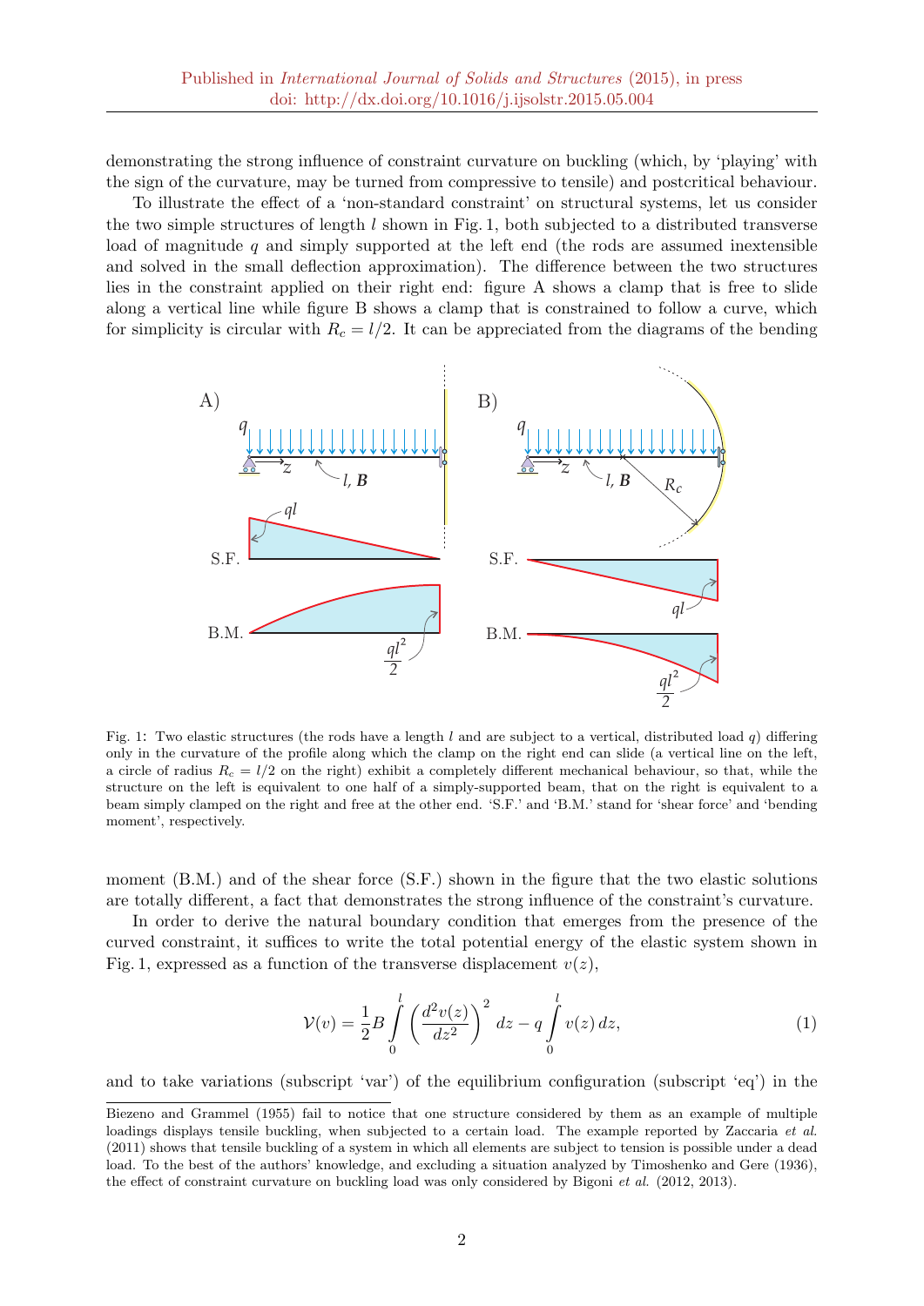demonstrating the strong influence of constraint curvature on buckling (which, by 'playing' with the sign of the curvature, may be turned from compressive to tensile) and postcritical behaviour.

To illustrate the effect of a 'non-standard constraint' on structural systems, let us consider the two simple structures of length $l$ shown in Fig. 1, both subjected to a distributed transverse load of magnitude $q$ and simply supported at the left end (the rods are assumed inextensible and solved in the small deflection approximation). The difference between the two structures lies in the constraint applied on their right end: figure A shows a clamp that is free to slide along a vertical line while figure B shows a clamp that is constrained to follow a curve, which for simplicity is circular with $R_c = l/2$. It can be appreciated from the diagrams of the bending moment (B.M.) and of the shear force (S.F.) shown in the figure that the two elastic solutions are totally different, a fact that demonstrates the strong influence of the constraint's curvature.

Fig. 1: Two elastic structures (the rods have a length $l$ and are subject to a vertical, distributed load $q$) differing only in the curvature of the profile along which the clamp on the right end can slide (a vertical line on the left, a circle of radius $R_c = l/2$ on the right) exhibit a completely different mechanical behaviour, so that, while the structure on the left is equivalent to one half of a simply-supported beam, that on the right is equivalent to a beam simply clamped on the right and free at the other end. 'S.F.' and 'B.M.' stand for 'shear force' and 'bending moment', respectively.

In order to derive the natural boundary condition that emerges from the presence of the curved constraint, it suffices to write the total potential energy of the elastic system shown in Fig. 1, expressed as a function of the transverse displacement $v(z)$,

$$\mathcal{V}(v) = \frac{1}{2} B \int_0^l \left( \frac{d^2 v(z)}{dz^2} \right)^2 dz - q \int_0^l v(z)\, dz, \tag{1}$$

and to take variations (subscript 'var') of the equilibrium configuration (subscript 'eq') in the

---

Biezeno and Grammel (1955) fail to notice that one structure considered by them as an example of multiple loadings displays tensile buckling, when subjected to a certain load. The example reported by Zaccaria *et al.* (2011) shows that tensile buckling of a system in which all elements are subject to tension is possible under a dead load. To the best of the authors' knowledge, and excluding a situation analyzed by Timoshenko and Gere (1936), the effect of constraint curvature on buckling load was only considered by Bigoni *et al.* (2012, 2013).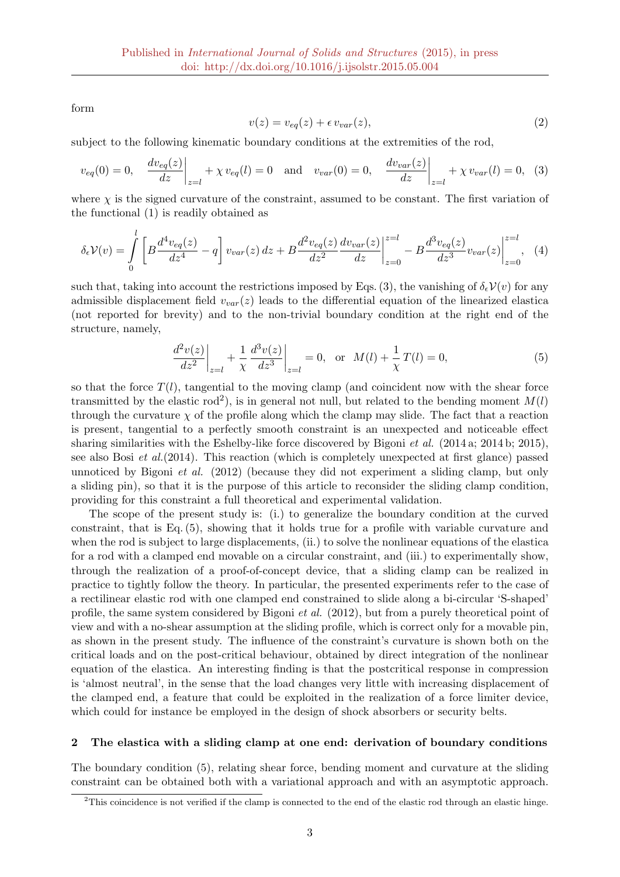form

$$v(z) = v_{eq}(z) + \epsilon\, v_{var}(z), \tag{2}$$

subject to the following kinematic boundary conditions at the extremities of the rod,

$$v_{eq}(0) = 0, \quad \left.\frac{dv_{eq}(z)}{dz}\right|_{z=l} + \chi\, v_{eq}(l) = 0 \quad \text{and} \quad v_{var}(0) = 0, \quad \left.\frac{dv_{var}(z)}{dz}\right|_{z=l} + \chi\, v_{var}(l) = 0, \tag{3}$$

where $\chi$ is the signed curvature of the constraint, assumed to be constant. The first variation of the functional (1) is readily obtained as

$$\delta_\epsilon \mathcal{V}(v) = \int_0^l \left[ B\frac{d^4 v_{eq}(z)}{dz^4} - q \right] v_{var}(z)\, dz + B\frac{d^2 v_{eq}(z)}{dz^2}\frac{dv_{var}(z)}{dz}\bigg|_{z=0}^{z=l} - B\frac{d^3 v_{eq}(z)}{dz^3} v_{var}(z)\bigg|_{z=0}^{z=l}, \tag{4}$$

such that, taking into account the restrictions imposed by Eqs. (3), the vanishing of $\delta_\epsilon \mathcal{V}(v)$ for any admissible displacement field $v_{var}(z)$ leads to the differential equation of the linearized elastica (not reported for brevity) and to the non-trivial boundary condition at the right end of the structure, namely,

$$\left.\frac{d^2 v(z)}{dz^2}\right|_{z=l} + \frac{1}{\chi}\left.\frac{d^3 v(z)}{dz^3}\right|_{z=l} = 0, \quad \text{or} \quad M(l) + \frac{1}{\chi}\, T(l) = 0, \tag{5}$$

so that the force $T(l)$, tangential to the moving clamp (and coincident now with the shear force transmitted by the elastic rod[2]), is in general not null, but related to the bending moment $M(l)$ through the curvature $\chi$ of the profile along which the clamp may slide. The fact that a reaction is present, tangential to a perfectly smooth constraint is an unexpected and noticeable effect sharing similarities with the Eshelby-like force discovered by Bigoni *et al.* (2014 a; 2014 b; 2015), see also Bosi *et al.*(2014). This reaction (which is completely unexpected at first glance) passed unnoticed by Bigoni *et al.* (2012) (because they did not experiment a sliding clamp, but only a sliding pin), so that it is the purpose of this article to reconsider the sliding clamp condition, providing for this constraint a full theoretical and experimental validation.

The scope of the present study is: (i.) to generalize the boundary condition at the curved constraint, that is Eq. (5), showing that it holds true for a profile with variable curvature and when the rod is subject to large displacements, (ii.) to solve the nonlinear equations of the elastica for a rod with a clamped end movable on a circular constraint, and (iii.) to experimentally show, through the realization of a proof-of-concept device, that a sliding clamp can be realized in practice to tightly follow the theory. In particular, the presented experiments refer to the case of a rectilinear elastic rod with one clamped end constrained to slide along a bi-circular 'S-shaped' profile, the same system considered by Bigoni *et al.* (2012), but from a purely theoretical point of view and with a no-shear assumption at the sliding profile, which is correct only for a movable pin, as shown in the present study. The influence of the constraint's curvature is shown both on the critical loads and on the post-critical behaviour, obtained by direct integration of the nonlinear equation of the elastica. An interesting finding is that the postcritical response in compression is 'almost neutral', in the sense that the load changes very little with increasing displacement of the clamped end, a feature that could be exploited in the realization of a force limiter device, which could for instance be employed in the design of shock absorbers or security belts.

## 2 The elastica with a sliding clamp at one end: derivation of boundary conditions

The boundary condition (5), relating shear force, bending moment and curvature at the sliding constraint can be obtained both with a variational approach and with an asymptotic approach.

[2] This coincidence is not verified if the clamp is connected to the end of the elastic rod through an elastic hinge.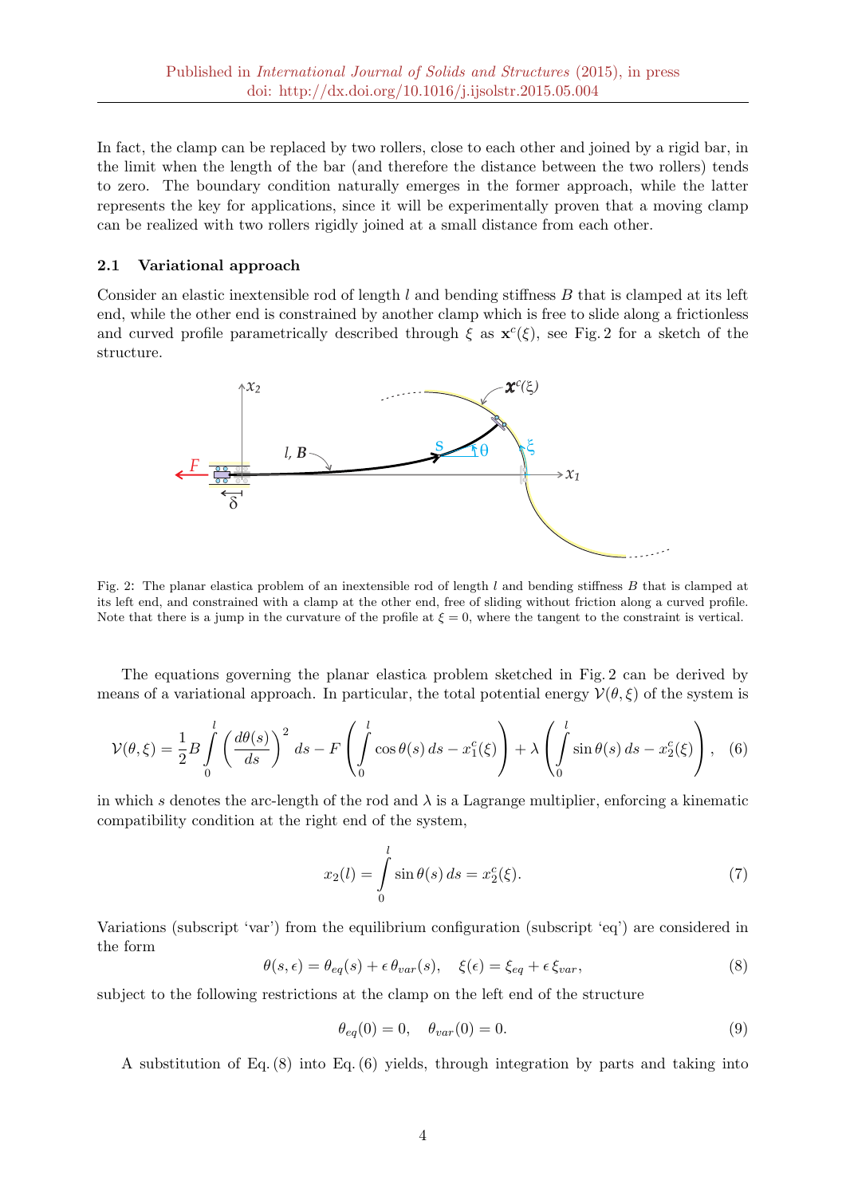In fact, the clamp can be replaced by two rollers, close to each other and joined by a rigid bar, in the limit when the length of the bar (and therefore the distance between the two rollers) tends to zero. The boundary condition naturally emerges in the former approach, while the latter represents the key for applications, since it will be experimentally proven that a moving clamp can be realized with two rollers rigidly joined at a small distance from each other.

### 2.1 Variational approach

Consider an elastic inextensible rod of length $l$ and bending stiffness $B$ that is clamped at its left end, while the other end is constrained by another clamp which is free to slide along a frictionless and curved profile parametrically described through $\xi$ as $\mathbf{x}^c(\xi)$, see Fig. 2 for a sketch of the structure.

Fig. 2: The planar elastica problem of an inextensible rod of length $l$ and bending stiffness $B$ that is clamped at its left end, and constrained with a clamp at the other end, free of sliding without friction along a curved profile. Note that there is a jump in the curvature of the profile at $\xi = 0$, where the tangent to the constraint is vertical.

The equations governing the planar elastica problem sketched in Fig. 2 can be derived by means of a variational approach. In particular, the total potential energy $\mathcal{V}(\theta, \xi)$ of the system is

$$
\mathcal{V}(\theta, \xi) = \frac{1}{2} B \int_0^l \left( \frac{d\theta(s)}{ds} \right)^2 ds - F \left( \int_0^l \cos\theta(s)\, ds - x_1^c(\xi) \right) + \lambda \left( \int_0^l \sin\theta(s)\, ds - x_2^c(\xi) \right), \quad (6)
$$

in which $s$ denotes the arc-length of the rod and $\lambda$ is a Lagrange multiplier, enforcing a kinematic compatibility condition at the right end of the system,

$$
x_2(l) = \int_0^l \sin\theta(s)\, ds = x_2^c(\xi). \quad (7)
$$

Variations (subscript 'var') from the equilibrium configuration (subscript 'eq') are considered in the form

$$
\theta(s, \epsilon) = \theta_{eq}(s) + \epsilon\, \theta_{var}(s), \quad \xi(\epsilon) = \xi_{eq} + \epsilon\, \xi_{var}, \quad (8)
$$

subject to the following restrictions at the clamp on the left end of the structure

$$
\theta_{eq}(0) = 0, \quad \theta_{var}(0) = 0. \quad (9)
$$

A substitution of Eq. (8) into Eq. (6) yields, through integration by parts and taking into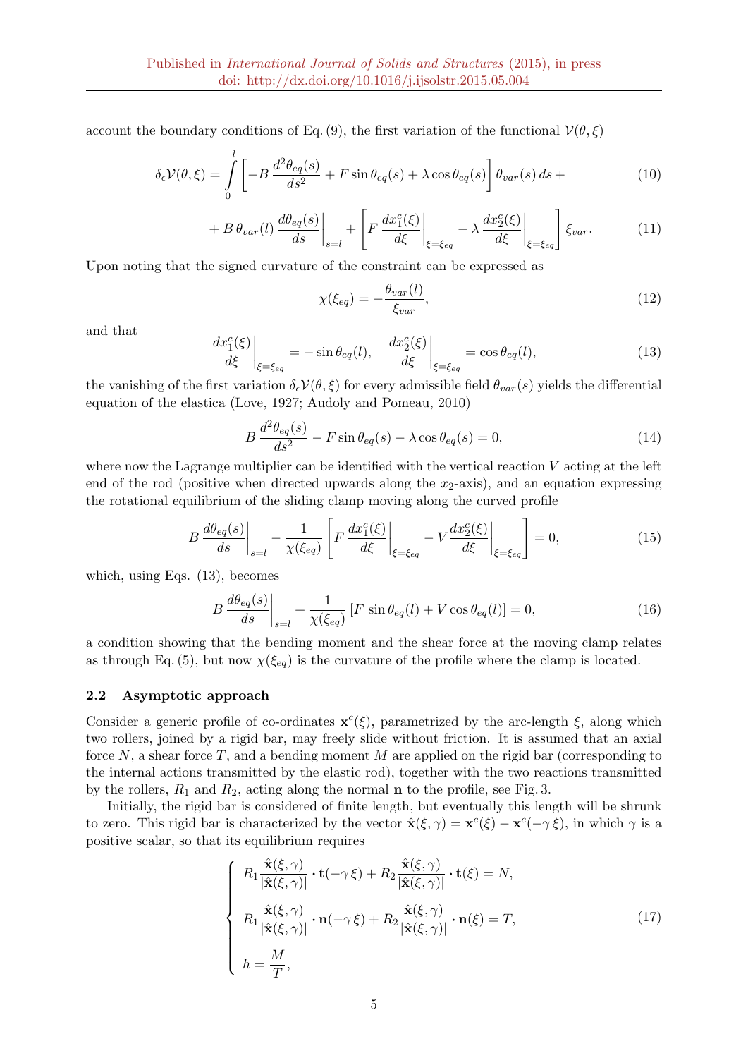account the boundary conditions of Eq. (9), the first variation of the functional $\mathcal{V}(\theta, \xi)$

$$
\delta_\epsilon \mathcal{V}(\theta,\xi) = \int_0^l \left[ -B\,\frac{d^2\theta_{eq}(s)}{ds^2} + F\sin\theta_{eq}(s) + \lambda\cos\theta_{eq}(s) \right] \theta_{var}(s)\, ds + \tag{10}
$$

$$
+ B\,\theta_{var}(l)\,\frac{d\theta_{eq}(s)}{ds}\bigg|_{s=l} + \left[ F\,\frac{dx_1^c(\xi)}{d\xi}\bigg|_{\xi=\xi_{eq}} - \lambda\,\frac{dx_2^c(\xi)}{d\xi}\bigg|_{\xi=\xi_{eq}} \right] \xi_{var}. \tag{11}
$$

Upon noting that the signed curvature of the constraint can be expressed as

$$
\chi(\xi_{eq}) = -\frac{\theta_{var}(l)}{\xi_{var}}, \tag{12}
$$

and that

$$
\frac{dx_1^c(\xi)}{d\xi}\bigg|_{\xi=\xi_{eq}} = -\sin\theta_{eq}(l), \quad \frac{dx_2^c(\xi)}{d\xi}\bigg|_{\xi=\xi_{eq}} = \cos\theta_{eq}(l), \tag{13}
$$

the vanishing of the first variation $\delta_\epsilon \mathcal{V}(\theta, \xi)$ for every admissible field $\theta_{var}(s)$ yields the differential equation of the elastica (Love, 1927; Audoly and Pomeau, 2010)

$$
B\,\frac{d^2\theta_{eq}(s)}{ds^2} - F\sin\theta_{eq}(s) - \lambda\cos\theta_{eq}(s) = 0, \tag{14}
$$

where now the Lagrange multiplier can be identified with the vertical reaction $V$ acting at the left end of the rod (positive when directed upwards along the $x_2$-axis), and an equation expressing the rotational equilibrium of the sliding clamp moving along the curved profile

$$
B\,\frac{d\theta_{eq}(s)}{ds}\bigg|_{s=l} - \frac{1}{\chi(\xi_{eq})}\left[ F\,\frac{dx_1^c(\xi)}{d\xi}\bigg|_{\xi=\xi_{eq}} - V\,\frac{dx_2^c(\xi)}{d\xi}\bigg|_{\xi=\xi_{eq}} \right] = 0, \tag{15}
$$

which, using Eqs. (13), becomes

$$
B\,\frac{d\theta_{eq}(s)}{ds}\bigg|_{s=l} + \frac{1}{\chi(\xi_{eq})}\left[ F\,\sin\theta_{eq}(l) + V\cos\theta_{eq}(l) \right] = 0, \tag{16}
$$

a condition showing that the bending moment and the shear force at the moving clamp relates as through Eq. (5), but now $\chi(\xi_{eq})$ is the curvature of the profile where the clamp is located.

### 2.2 Asymptotic approach

Consider a generic profile of co-ordinates $\mathbf{x}^c(\xi)$, parametrized by the arc-length $\xi$, along which two rollers, joined by a rigid bar, may freely slide without friction. It is assumed that an axial force $N$, a shear force $T$, and a bending moment $M$ are applied on the rigid bar (corresponding to the internal actions transmitted by the elastic rod), together with the two reactions transmitted by the rollers, $R_1$ and $R_2$, acting along the normal $\mathbf{n}$ to the profile, see Fig. 3.

Initially, the rigid bar is considered of finite length, but eventually this length will be shrunk to zero. This rigid bar is characterized by the vector $\hat{\mathbf{x}}(\xi, \gamma) = \mathbf{x}^c(\xi) - \mathbf{x}^c(-\gamma\,\xi)$, in which $\gamma$ is a positive scalar, so that its equilibrium requires

$$
\begin{cases}
R_1 \dfrac{\hat{\mathbf{x}}(\xi,\gamma)}{|\hat{\mathbf{x}}(\xi,\gamma)|} \cdot \mathbf{t}(-\gamma\,\xi) + R_2 \dfrac{\hat{\mathbf{x}}(\xi,\gamma)}{|\hat{\mathbf{x}}(\xi,\gamma)|} \cdot \mathbf{t}(\xi) = N, \\[2ex]
R_1 \dfrac{\hat{\mathbf{x}}(\xi,\gamma)}{|\hat{\mathbf{x}}(\xi,\gamma)|} \cdot \mathbf{n}(-\gamma\,\xi) + R_2 \dfrac{\hat{\mathbf{x}}(\xi,\gamma)}{|\hat{\mathbf{x}}(\xi,\gamma)|} \cdot \mathbf{n}(\xi) = T, \\[2ex]
h = \dfrac{M}{T},
\end{cases} \tag{17}
$$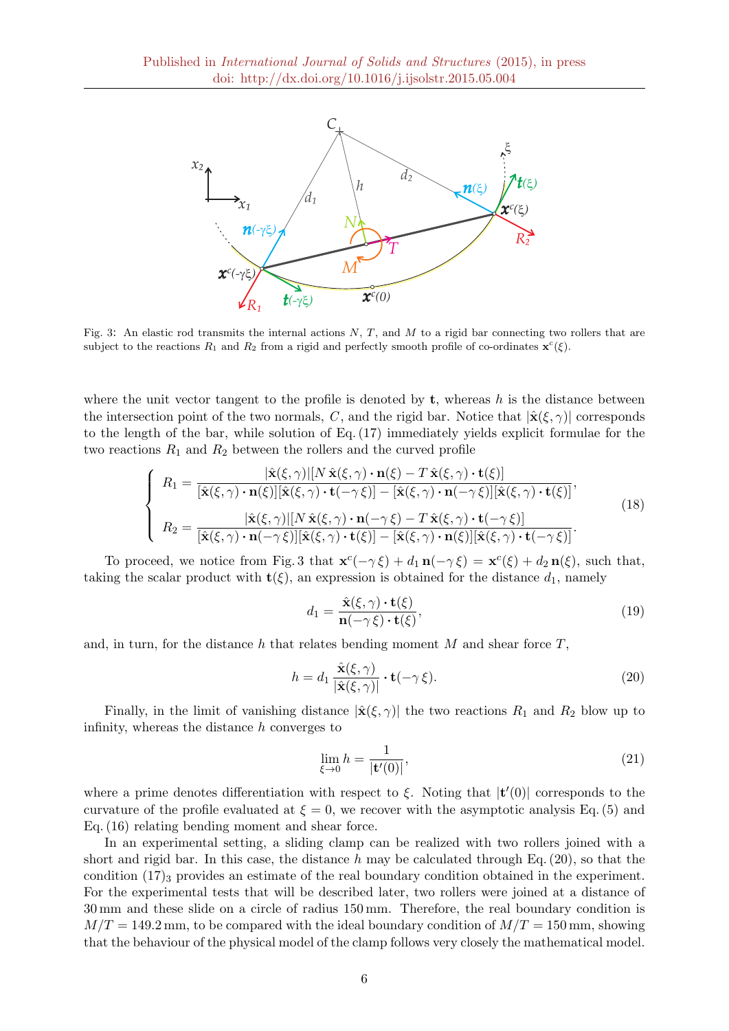Fig. 3: An elastic rod transmits the internal actions $N$, $T$, and $M$ to a rigid bar connecting two rollers that are subject to the reactions $R_1$ and $R_2$ from a rigid and perfectly smooth profile of co-ordinates $\mathbf{x}^c(\xi)$.

where the unit vector tangent to the profile is denoted by $\mathbf{t}$, whereas $h$ is the distance between the intersection point of the two normals, $C$, and the rigid bar. Notice that $|\hat{\mathbf{x}}(\xi,\gamma)|$ corresponds to the length of the bar, while solution of Eq. (17) immediately yields explicit formulae for the two reactions $R_1$ and $R_2$ between the rollers and the curved profile

$$
\left\{
\begin{array}{l}
R_1 = \dfrac{|\hat{\mathbf{x}}(\xi,\gamma)|[N\,\hat{\mathbf{x}}(\xi,\gamma)\cdot\mathbf{n}(\xi) - T\,\hat{\mathbf{x}}(\xi,\gamma)\cdot\mathbf{t}(\xi)]}{[\hat{\mathbf{x}}(\xi,\gamma)\cdot\mathbf{n}(\xi)][\hat{\mathbf{x}}(\xi,\gamma)\cdot\mathbf{t}(-\gamma\,\xi)] - [\hat{\mathbf{x}}(\xi,\gamma)\cdot\mathbf{n}(-\gamma\,\xi)][\hat{\mathbf{x}}(\xi,\gamma)\cdot\mathbf{t}(\xi)]}, \\[3ex]
R_2 = \dfrac{|\hat{\mathbf{x}}(\xi,\gamma)|[N\,\hat{\mathbf{x}}(\xi,\gamma)\cdot\mathbf{n}(-\gamma\,\xi) - T\,\hat{\mathbf{x}}(\xi,\gamma)\cdot\mathbf{t}(-\gamma\,\xi)]}{[\hat{\mathbf{x}}(\xi,\gamma)\cdot\mathbf{n}(-\gamma\,\xi)][\hat{\mathbf{x}}(\xi,\gamma)\cdot\mathbf{t}(\xi)] - [\hat{\mathbf{x}}(\xi,\gamma)\cdot\mathbf{n}(\xi)][\hat{\mathbf{x}}(\xi,\gamma)\cdot\mathbf{t}(-\gamma\,\xi)]}.
\end{array}
\right.
\tag{18}
$$

To proceed, we notice from Fig. 3 that $\mathbf{x}^c(-\gamma\,\xi) + d_1\,\mathbf{n}(-\gamma\,\xi) = \mathbf{x}^c(\xi) + d_2\,\mathbf{n}(\xi)$, such that, taking the scalar product with $\mathbf{t}(\xi)$, an expression is obtained for the distance $d_1$, namely

$$
d_1 = \frac{\hat{\mathbf{x}}(\xi,\gamma)\cdot\mathbf{t}(\xi)}{\mathbf{n}(-\gamma\,\xi)\cdot\mathbf{t}(\xi)},
\tag{19}
$$

and, in turn, for the distance $h$ that relates bending moment $M$ and shear force $T$,

$$
h = d_1\,\frac{\hat{\mathbf{x}}(\xi,\gamma)}{|\hat{\mathbf{x}}(\xi,\gamma)|}\cdot\mathbf{t}(-\gamma\,\xi).
\tag{20}
$$

Finally, in the limit of vanishing distance $|\hat{\mathbf{x}}(\xi,\gamma)|$ the two reactions $R_1$ and $R_2$ blow up to infinity, whereas the distance $h$ converges to

$$
\lim_{\xi\to 0} h = \frac{1}{|\mathbf{t}'(0)|},
\tag{21}
$$

where a prime denotes differentiation with respect to $\xi$. Noting that $|\mathbf{t}'(0)|$ corresponds to the curvature of the profile evaluated at $\xi = 0$, we recover with the asymptotic analysis Eq. (5) and Eq. (16) relating bending moment and shear force.

In an experimental setting, a sliding clamp can be realized with two rollers joined with a short and rigid bar. In this case, the distance $h$ may be calculated through Eq. (20), so that the condition $(17)_3$ provides an estimate of the real boundary condition obtained in the experiment. For the experimental tests that will be described later, two rollers were joined at a distance of 30 mm and these slide on a circle of radius 150 mm. Therefore, the real boundary condition is $M/T = 149.2$ mm, to be compared with the ideal boundary condition of $M/T = 150$ mm, showing that the behaviour of the physical model of the clamp follows very closely the mathematical model.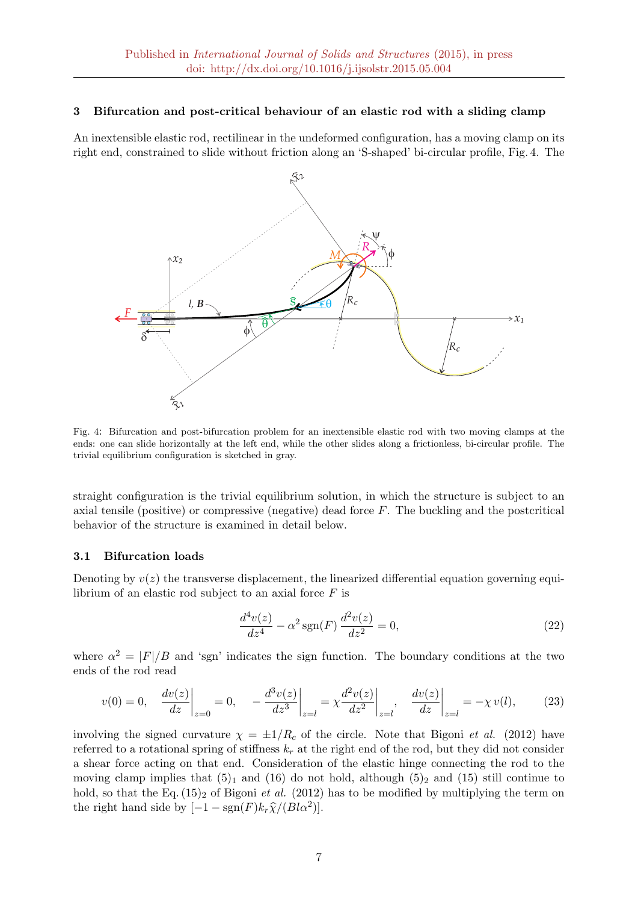## 3 Bifurcation and post-critical behaviour of an elastic rod with a sliding clamp

An inextensible elastic rod, rectilinear in the undeformed configuration, has a moving clamp on its right end, constrained to slide without friction along an 'S-shaped' bi-circular profile, Fig. 4. The

Fig. 4: Bifurcation and post-bifurcation problem for an inextensible elastic rod with two moving clamps at the ends: one can slide horizontally at the left end, while the other slides along a frictionless, bi-circular profile. The trivial equilibrium configuration is sketched in gray.

straight configuration is the trivial equilibrium solution, in which the structure is subject to an axial tensile (positive) or compressive (negative) dead force $F$. The buckling and the postcritical behavior of the structure is examined in detail below.

### 3.1 Bifurcation loads

Denoting by $v(z)$ the transverse displacement, the linearized differential equation governing equilibrium of an elastic rod subject to an axial force $F$ is

$$\frac{d^4 v(z)}{dz^4} - \alpha^2 \,\text{sgn}(F)\, \frac{d^2 v(z)}{dz^2} = 0, \tag{22}$$

where $\alpha^2 = |F|/B$ and 'sgn' indicates the sign function. The boundary conditions at the two ends of the rod read

$$v(0) = 0, \quad \left.\frac{dv(z)}{dz}\right|_{z=0} = 0, \quad -\left.\frac{d^3 v(z)}{dz^3}\right|_{z=l} = \chi \left.\frac{d^2 v(z)}{dz^2}\right|_{z=l}, \quad \left.\frac{dv(z)}{dz}\right|_{z=l} = -\chi\, v(l), \tag{23}$$

involving the signed curvature $\chi = \pm 1/R_c$ of the circle. Note that Bigoni *et al.* (2012) have referred to a rotational spring of stiffness $k_r$ at the right end of the rod, but they did not consider a shear force acting on that end. Consideration of the elastic hinge connecting the rod to the moving clamp implies that $(5)_1$ and (16) do not hold, although $(5)_2$ and (15) still continue to hold, so that the Eq. $(15)_2$ of Bigoni *et al.* (2012) has to be modified by multiplying the term on the right hand side by $[-1 - \text{sgn}(F) k_r \widehat{\chi}/(B l \alpha^2)]$.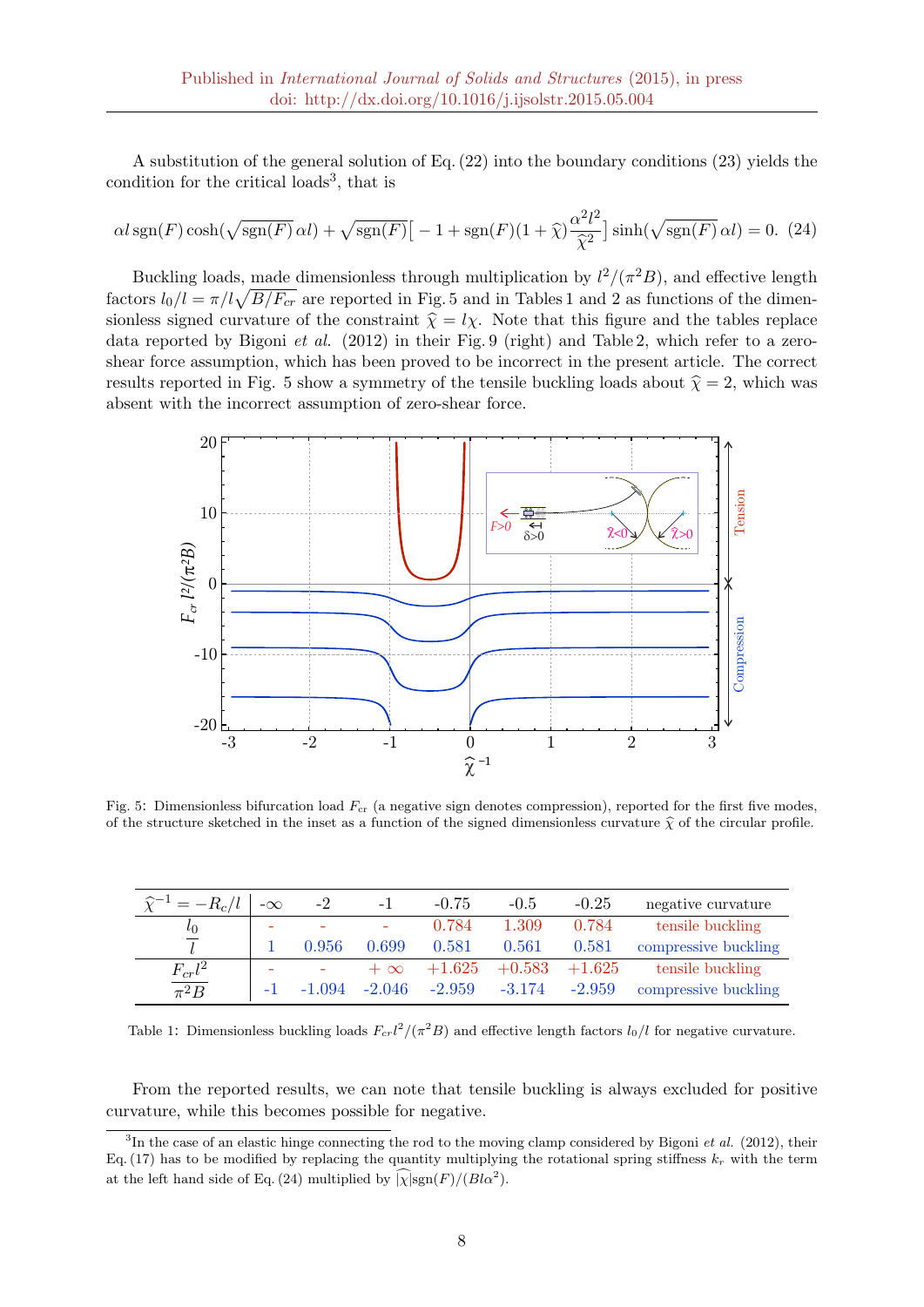A substitution of the general solution of Eq. (22) into the boundary conditions (23) yields the condition for the critical loads[3], that is

$$\alpha l \,\text{sgn}(F) \cosh(\sqrt{\text{sgn}(F)}\,\alpha l) + \sqrt{\text{sgn}(F)}\Big[-1 + \text{sgn}(F)(1+\widehat{\chi})\frac{\alpha^2 l^2}{\widehat{\chi}^2}\Big] \sinh(\sqrt{\text{sgn}(F)}\,\alpha l) = 0. \quad (24)$$

Buckling loads, made dimensionless through multiplication by $l^2/(\pi^2 B)$, and effective length factors $l_0/l = \pi/l\sqrt{B/F_{cr}}$ are reported in Fig. 5 and in Tables 1 and 2 as functions of the dimensionless signed curvature of the constraint $\widehat{\chi} = l\chi$. Note that this figure and the tables replace data reported by Bigoni *et al.* (2012) in their Fig. 9 (right) and Table 2, which refer to a zero-shear force assumption, which has been proved to be incorrect in the present article. The correct results reported in Fig. 5 show a symmetry of the tensile buckling loads about $\widehat{\chi} = 2$, which was absent with the incorrect assumption of zero-shear force.

Fig. 5: Dimensionless bifurcation load $F_{cr}$ (a negative sign denotes compression), reported for the first five modes, of the structure sketched in the inset as a function of the signed dimensionless curvature $\widehat{\chi}$ of the circular profile.

| $\widehat{\chi}^{-1} = -R_c/l$ | -∞ | -2 | -1 | -0.75 | -0.5 | -0.25 | negative curvature |
|---|---|---|---|---|---|---|---|
| $\frac{l_0}{l}$ | - | - | - | 0.784 | 1.309 | 0.784 | tensile buckling |
| | 1 | 0.956 | 0.699 | 0.581 | 0.561 | 0.581 | compressive buckling |
| $\frac{F_{cr}l^2}{\pi^2 B}$ | - | - | $+\infty$ | +1.625 | +0.583 | +1.625 | tensile buckling |
| | -1 | -1.094 | -2.046 | -2.959 | -3.174 | -2.959 | compressive buckling |

Table 1: Dimensionless buckling loads $F_{cr}l^2/(\pi^2 B)$ and effective length factors $l_0/l$ for negative curvature.

From the reported results, we can note that tensile buckling is always excluded for positive curvature, while this becomes possible for negative.

[3] In the case of an elastic hinge connecting the rod to the moving clamp considered by Bigoni *et al.* (2012), their Eq. (17) has to be modified by replacing the quantity multiplying the rotational spring stiffness $k_r$ with the term at the left hand side of Eq. (24) multiplied by $|\widehat{\chi}|\text{sgn}(F)/(Bl\alpha^2)$.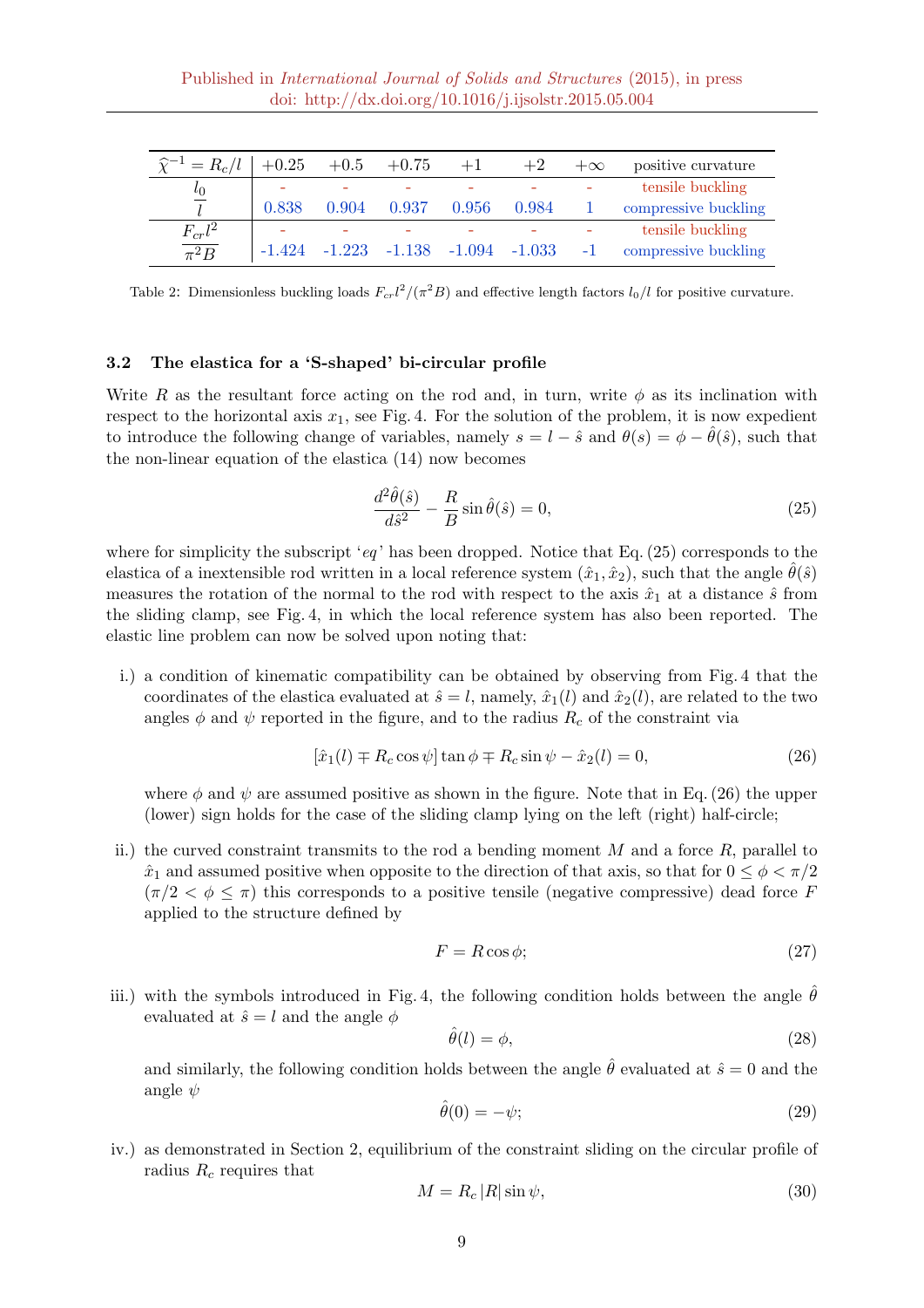| $\widehat{\chi}^{-1} = R_c/l$ | +0.25 | +0.5 | +0.75 | +1 | +2 | $+\infty$ | positive curvature |
|---|---|---|---|---|---|---|---|
| $\dfrac{l_0}{l}$ | - | - | - | - | - | - | tensile buckling |
| | 0.838 | 0.904 | 0.937 | 0.956 | 0.984 | 1 | compressive buckling |
| $\dfrac{F_{cr}l^2}{\pi^2 B}$ | - | - | - | - | - | - | tensile buckling |
| | -1.424 | -1.223 | -1.138 | -1.094 | -1.033 | -1 | compressive buckling |

Table 2: Dimensionless buckling loads $F_{cr}l^2/(\pi^2 B)$ and effective length factors $l_0/l$ for positive curvature.

### 3.2 The elastica for a 'S-shaped' bi-circular profile

Write $R$ as the resultant force acting on the rod and, in turn, write $\phi$ as its inclination with respect to the horizontal axis $x_1$, see Fig. 4. For the solution of the problem, it is now expedient to introduce the following change of variables, namely $s = l - \hat{s}$ and $\theta(s) = \phi - \hat{\theta}(\hat{s})$, such that the non-linear equation of the elastica (14) now becomes

$$\frac{d^2\hat{\theta}(\hat{s})}{d\hat{s}^2} - \frac{R}{B}\sin\hat{\theta}(\hat{s}) = 0, \tag{25}$$

where for simplicity the subscript '*eq*' has been dropped. Notice that Eq. (25) corresponds to the elastica of a inextensible rod written in a local reference system $(\hat{x}_1, \hat{x}_2)$, such that the angle $\hat{\theta}(\hat{s})$ measures the rotation of the normal to the rod with respect to the axis $\hat{x}_1$ at a distance $\hat{s}$ from the sliding clamp, see Fig. 4, in which the local reference system has also been reported. The elastic line problem can now be solved upon noting that:

i.) a condition of kinematic compatibility can be obtained by observing from Fig. 4 that the coordinates of the elastica evaluated at $\hat{s} = l$, namely, $\hat{x}_1(l)$ and $\hat{x}_2(l)$, are related to the two angles $\phi$ and $\psi$ reported in the figure, and to the radius $R_c$ of the constraint via

$$[\hat{x}_1(l) \mp R_c\cos\psi]\tan\phi \mp R_c\sin\psi - \hat{x}_2(l) = 0, \tag{26}$$

where $\phi$ and $\psi$ are assumed positive as shown in the figure. Note that in Eq. (26) the upper (lower) sign holds for the case of the sliding clamp lying on the left (right) half-circle;

ii.) the curved constraint transmits to the rod a bending moment $M$ and a force $R$, parallel to $\hat{x}_1$ and assumed positive when opposite to the direction of that axis, so that for $0 \leq \phi < \pi/2$ ($\pi/2 < \phi \leq \pi$) this corresponds to a positive tensile (negative compressive) dead force $F$ applied to the structure defined by

$$F = R\cos\phi; \tag{27}$$

iii.) with the symbols introduced in Fig. 4, the following condition holds between the angle $\hat{\theta}$ evaluated at $\hat{s} = l$ and the angle $\phi$

$$\hat{\theta}(l) = \phi, \tag{28}$$

and similarly, the following condition holds between the angle $\hat{\theta}$ evaluated at $\hat{s} = 0$ and the angle $\psi$

$$\hat{\theta}(0) = -\psi; \tag{29}$$

iv.) as demonstrated in Section 2, equilibrium of the constraint sliding on the circular profile of radius $R_c$ requires that

$$M = R_c\,|R|\sin\psi, \tag{30}$$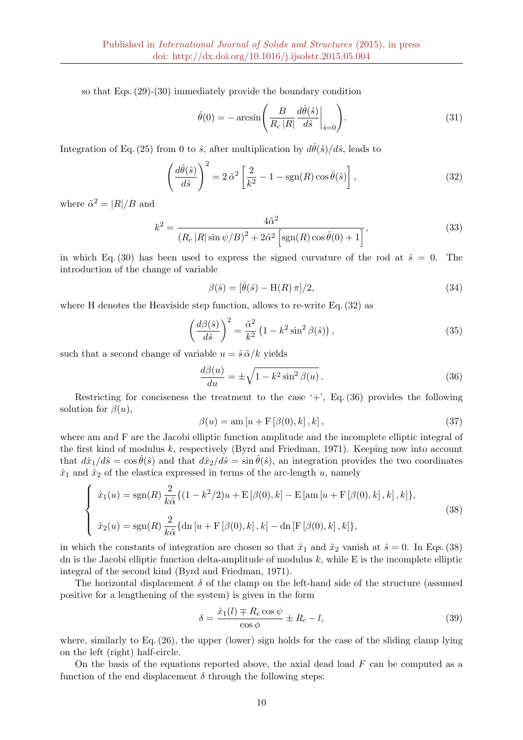so that Eqs. (29)-(30) immediately provide the boundary condition

$$\hat{\theta}(0) = -\arcsin\left( \frac{B}{R_c\,|R|} \frac{d\hat{\theta}(\hat{s})}{d\hat{s}}\bigg|_{\hat{s}=0} \right). \tag{31}$$

Integration of Eq. (25) from 0 to $\hat{s}$, after multiplication by $d\hat{\theta}(\hat{s})/d\hat{s}$, leads to

$$\left( \frac{d\hat{\theta}(\hat{s})}{d\hat{s}} \right)^2 = 2\,\tilde{\alpha}^2 \left[ \frac{2}{k^2} - 1 - \text{sgn}(R)\cos\hat{\theta}(\hat{s}) \right], \tag{32}$$

where $\tilde{\alpha}^2 = |R|/B$ and

$$k^2 = \frac{4\tilde{\alpha}^2}{\left(R_c\,|R|\sin\psi/B\right)^2 + 2\tilde{\alpha}^2\left[\text{sgn}(R)\cos\hat{\theta}(0) + 1\right]}, \tag{33}$$

in which Eq. (30) has been used to express the signed curvature of the rod at $\hat{s} = 0$. The introduction of the change of variable

$$\beta(\hat{s}) = [\hat{\theta}(\hat{s}) - \text{H}(R)\,\pi]/2, \tag{34}$$

where H denotes the Heaviside step function, allows to re-write Eq. (32) as

$$\left( \frac{d\beta(\hat{s})}{d\hat{s}} \right)^2 = \frac{\tilde{\alpha}^2}{k^2}\left(1 - k^2\sin^2\beta(\hat{s})\right), \tag{35}$$

such that a second change of variable $u = \hat{s}\,\tilde{\alpha}/k$ yields

$$\frac{d\beta(u)}{du} = \pm\sqrt{1 - k^2\sin^2\beta(u)}\,. \tag{36}$$

Restricting for conciseness the treatment to the case '+', Eq. (36) provides the following solution for $\beta(u)$,

$$\beta(u) = \text{am}\left[u + \text{F}\left[\beta(0), k\right], k\right], \tag{37}$$

where am and F are the Jacobi elliptic function amplitude and the incomplete elliptic integral of the first kind of modulus $k$, respectively (Byrd and Friedman, 1971). Keeping now into account that $d\hat{x}_1/d\hat{s} = \cos\hat{\theta}(\hat{s})$ and that $d\hat{x}_2/d\hat{s} = \sin\hat{\theta}(\hat{s})$, an integration provides the two coordinates $\hat{x}_1$ and $\hat{x}_2$ of the elastica expressed in terms of the arc-length $u$, namely

$$\begin{cases} \hat{x}_1(u) = \text{sgn}(R)\,\dfrac{2}{k\tilde{\alpha}}\{(1 - k^2/2)u + \text{E}\left[\beta(0), k\right] - \text{E}\left[\text{am}\left[u + \text{F}\left[\beta(0), k\right], k\right], k\right]\}, \\[2ex] \hat{x}_2(u) = \text{sgn}(R)\,\dfrac{2}{k\tilde{\alpha}}\{\text{dn}\left[u + \text{F}\left[\beta(0), k\right], k\right] - \text{dn}\left[\text{F}\left[\beta(0), k\right], k\right]\}, \end{cases} \tag{38}$$

in which the constants of integration are chosen so that $\hat{x}_1$ and $\hat{x}_2$ vanish at $\hat{s} = 0$. In Eqs. (38) dn is the Jacobi elliptic function delta-amplitude of modulus $k$, while E is the incomplete elliptic integral of the second kind (Byrd and Friedman, 1971).

The horizontal displacement $\delta$ of the clamp on the left-hand side of the structure (assumed positive for a lengthening of the system) is given in the form

$$\delta = \frac{\hat{x}_1(l) \mp R_c\cos\psi}{\cos\phi} \pm R_c - l, \tag{39}$$

where, similarly to Eq. (26), the upper (lower) sign holds for the case of the sliding clamp lying on the left (right) half-circle.

On the basis of the equations reported above, the axial dead load $F$ can be computed as a function of the end displacement $\delta$ through the following steps: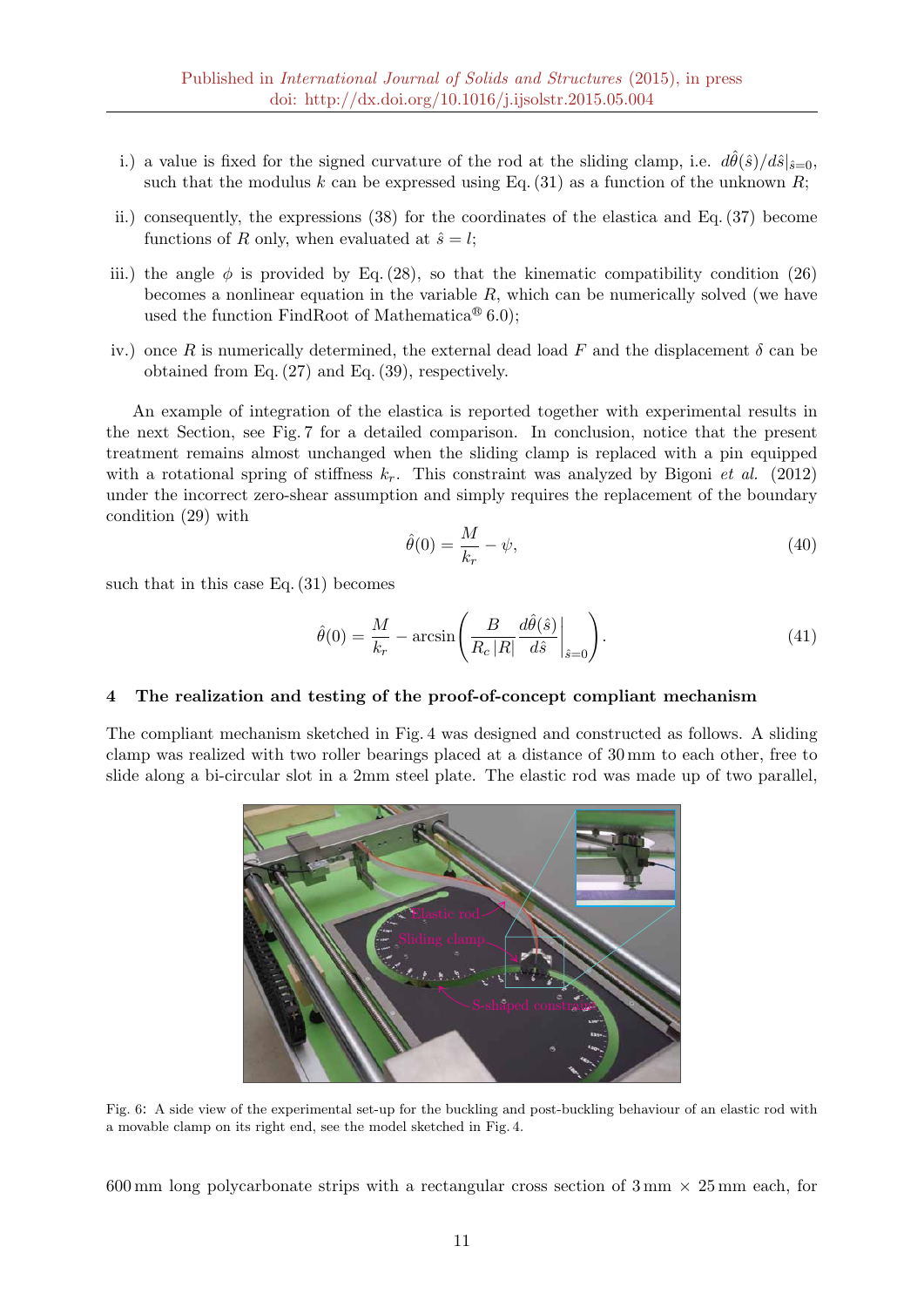i.) a value is fixed for the signed curvature of the rod at the sliding clamp, i.e. $d\hat{\theta}(\hat{s})/d\hat{s}|_{\hat{s}=0}$, such that the modulus $k$ can be expressed using Eq. (31) as a function of the unknown $R$;

ii.) consequently, the expressions (38) for the coordinates of the elastica and Eq. (37) become functions of $R$ only, when evaluated at $\hat{s} = l$;

iii.) the angle $\phi$ is provided by Eq. (28), so that the kinematic compatibility condition (26) becomes a nonlinear equation in the variable $R$, which can be numerically solved (we have used the function FindRoot of Mathematica® 6.0);

iv.) once $R$ is numerically determined, the external dead load $F$ and the displacement $\delta$ can be obtained from Eq. (27) and Eq. (39), respectively.

An example of integration of the elastica is reported together with experimental results in the next Section, see Fig. 7 for a detailed comparison. In conclusion, notice that the present treatment remains almost unchanged when the sliding clamp is replaced with a pin equipped with a rotational spring of stiffness $k_r$. This constraint was analyzed by Bigoni *et al.* (2012) under the incorrect zero-shear assumption and simply requires the replacement of the boundary condition (29) with

$$\hat{\theta}(0) = \frac{M}{k_r} - \psi, \tag{40}$$

such that in this case Eq. (31) becomes

$$\hat{\theta}(0) = \frac{M}{k_r} - \arcsin\left( \frac{B}{R_c\,|R|} \left.\frac{d\hat{\theta}(\hat{s})}{d\hat{s}}\right|_{\hat{s}=0} \right). \tag{41}$$

## 4 The realization and testing of the proof-of-concept compliant mechanism

The compliant mechanism sketched in Fig. 4 was designed and constructed as follows. A sliding clamp was realized with two roller bearings placed at a distance of 30 mm to each other, free to slide along a bi-circular slot in a 2mm steel plate. The elastic rod was made up of two parallel,

Fig. 6: A side view of the experimental set-up for the buckling and post-buckling behaviour of an elastic rod with a movable clamp on its right end, see the model sketched in Fig. 4.

600 mm long polycarbonate strips with a rectangular cross section of 3 mm × 25 mm each, for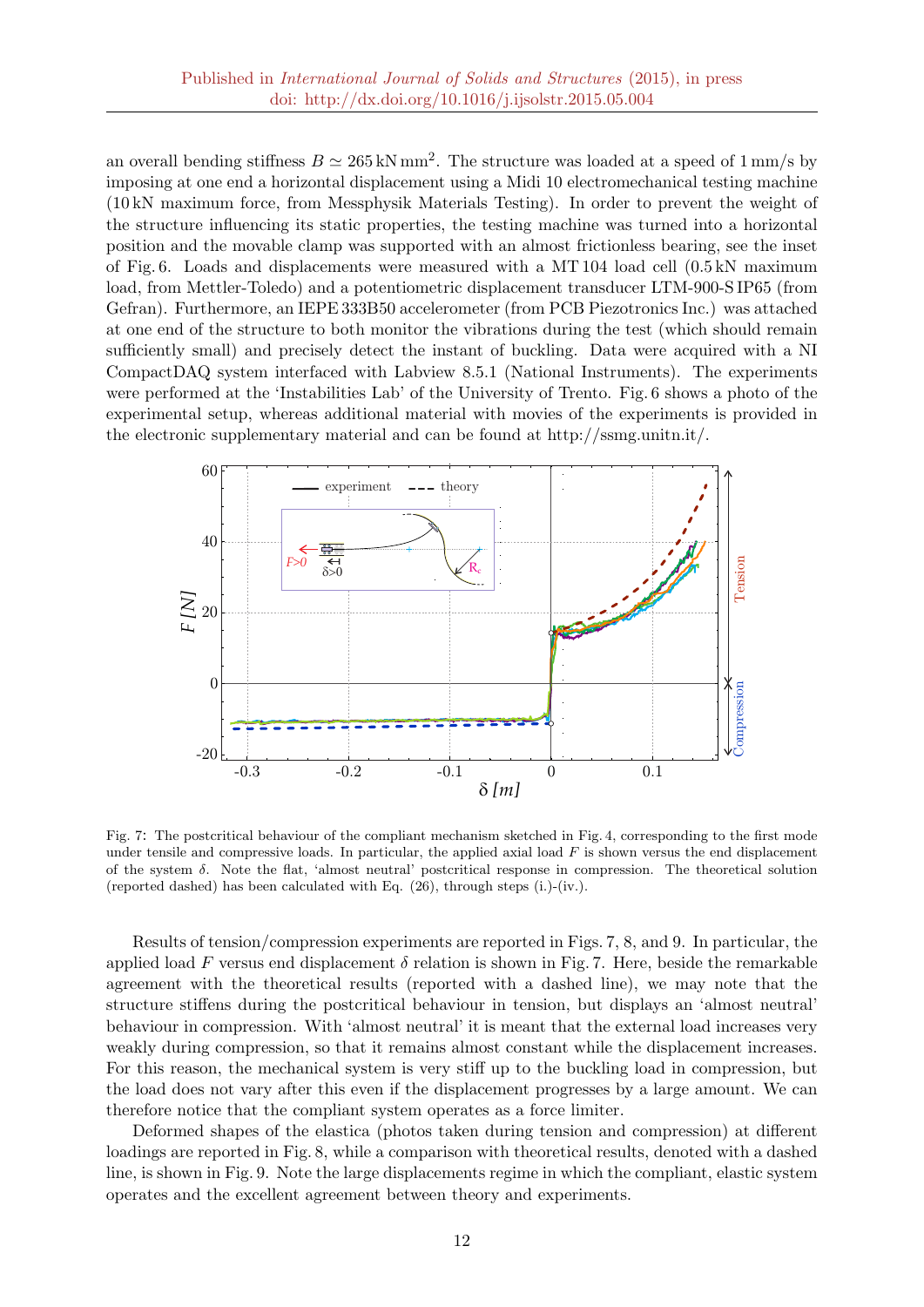an overall bending stiffness $B \simeq 265\,\mathrm{kN\,mm^2}$. The structure was loaded at a speed of 1 mm/s by imposing at one end a horizontal displacement using a Midi 10 electromechanical testing machine (10 kN maximum force, from Messphysik Materials Testing). In order to prevent the weight of the structure influencing its static properties, the testing machine was turned into a horizontal position and the movable clamp was supported with an almost frictionless bearing, see the inset of Fig. 6. Loads and displacements were measured with a MT 104 load cell (0.5 kN maximum load, from Mettler-Toledo) and a potentiometric displacement transducer LTM-900-S IP65 (from Gefran). Furthermore, an IEPE 333B50 accelerometer (from PCB Piezotronics Inc.) was attached at one end of the structure to both monitor the vibrations during the test (which should remain sufficiently small) and precisely detect the instant of buckling. Data were acquired with a NI CompactDAQ system interfaced with Labview 8.5.1 (National Instruments). The experiments were performed at the 'Instabilities Lab' of the University of Trento. Fig. 6 shows a photo of the experimental setup, whereas additional material with movies of the experiments is provided in the electronic supplementary material and can be found at http://ssmg.unitn.it/.

Fig. 7: The postcritical behaviour of the compliant mechanism sketched in Fig. 4, corresponding to the first mode under tensile and compressive loads. In particular, the applied axial load $F$ is shown versus the end displacement of the system $\delta$. Note the flat, 'almost neutral' postcritical response in compression. The theoretical solution (reported dashed) has been calculated with Eq. (26), through steps (i.)-(iv.).

Results of tension/compression experiments are reported in Figs. 7, 8, and 9. In particular, the applied load $F$ versus end displacement $\delta$ relation is shown in Fig. 7. Here, beside the remarkable agreement with the theoretical results (reported with a dashed line), we may note that the structure stiffens during the postcritical behaviour in tension, but displays an 'almost neutral' behaviour in compression. With 'almost neutral' it is meant that the external load increases very weakly during compression, so that it remains almost constant while the displacement increases. For this reason, the mechanical system is very stiff up to the buckling load in compression, but the load does not vary after this even if the displacement progresses by a large amount. We can therefore notice that the compliant system operates as a force limiter.

Deformed shapes of the elastica (photos taken during tension and compression) at different loadings are reported in Fig. 8, while a comparison with theoretical results, denoted with a dashed line, is shown in Fig. 9. Note the large displacements regime in which the compliant, elastic system operates and the excellent agreement between theory and experiments.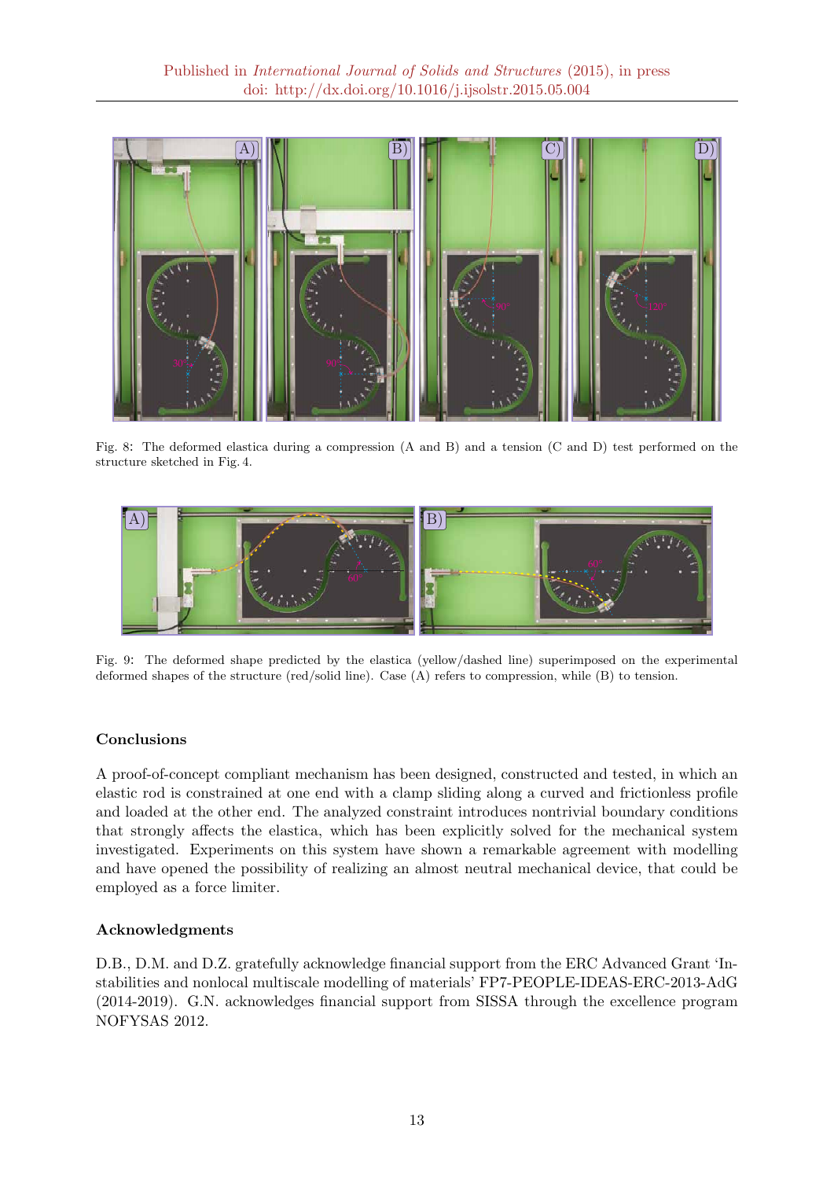Fig. 8: The deformed elastica during a compression (A and B) and a tension (C and D) test performed on the structure sketched in Fig. 4.

Fig. 9: The deformed shape predicted by the elastica (yellow/dashed line) superimposed on the experimental deformed shapes of the structure (red/solid line). Case (A) refers to compression, while (B) to tension.

### Conclusions

A proof-of-concept compliant mechanism has been designed, constructed and tested, in which an elastic rod is constrained at one end with a clamp sliding along a curved and frictionless profile and loaded at the other end. The analyzed constraint introduces nontrivial boundary conditions that strongly affects the elastica, which has been explicitly solved for the mechanical system investigated. Experiments on this system have shown a remarkable agreement with modelling and have opened the possibility of realizing an almost neutral mechanical device, that could be employed as a force limiter.

### Acknowledgments

D.B., D.M. and D.Z. gratefully acknowledge financial support from the ERC Advanced Grant 'Instabilities and nonlocal multiscale modelling of materials' FP7-PEOPLE-IDEAS-ERC-2013-AdG (2014-2019). G.N. acknowledges financial support from SISSA through the excellence program NOFYSAS 2012.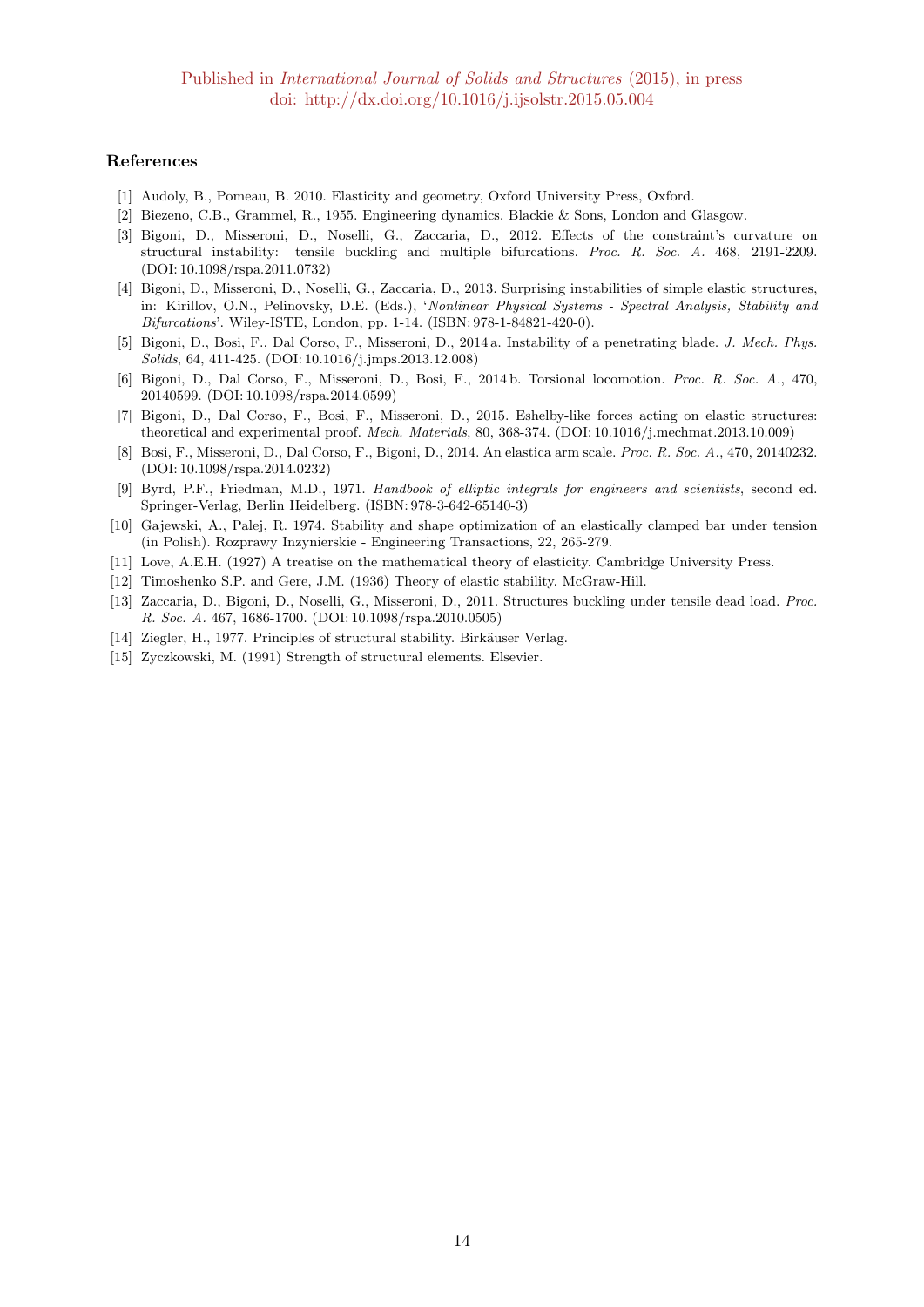## References

[1] Audoly, B., Pomeau, B. 2010. Elasticity and geometry, Oxford University Press, Oxford.

[2] Biezeno, C.B., Grammel, R., 1955. Engineering dynamics. Blackie & Sons, London and Glasgow.

[3] Bigoni, D., Misseroni, D., Noselli, G., Zaccaria, D., 2012. Effects of the constraint's curvature on structural instability: tensile buckling and multiple bifurcations. *Proc. R. Soc. A*. 468, 2191-2209. (DOI: 10.1098/rspa.2011.0732)

[4] Bigoni, D., Misseroni, D., Noselli, G., Zaccaria, D., 2013. Surprising instabilities of simple elastic structures, in: Kirillov, O.N., Pelinovsky, D.E. (Eds.), '*Nonlinear Physical Systems - Spectral Analysis, Stability and Bifurcations*'. Wiley-ISTE, London, pp. 1-14. (ISBN: 978-1-84821-420-0).

[5] Bigoni, D., Bosi, F., Dal Corso, F., Misseroni, D., 2014 a. Instability of a penetrating blade. *J. Mech. Phys. Solids*, 64, 411-425. (DOI: 10.1016/j.jmps.2013.12.008)

[6] Bigoni, D., Dal Corso, F., Misseroni, D., Bosi, F., 2014 b. Torsional locomotion. *Proc. R. Soc. A.*, 470, 20140599. (DOI: 10.1098/rspa.2014.0599)

[7] Bigoni, D., Dal Corso, F., Bosi, F., Misseroni, D., 2015. Eshelby-like forces acting on elastic structures: theoretical and experimental proof. *Mech. Materials*, 80, 368-374. (DOI: 10.1016/j.mechmat.2013.10.009)

[8] Bosi, F., Misseroni, D., Dal Corso, F., Bigoni, D., 2014. An elastica arm scale. *Proc. R. Soc. A.*, 470, 20140232. (DOI: 10.1098/rspa.2014.0232)

[9] Byrd, P.F., Friedman, M.D., 1971. *Handbook of elliptic integrals for engineers and scientists*, second ed. Springer-Verlag, Berlin Heidelberg. (ISBN: 978-3-642-65140-3)

[10] Gajewski, A., Palej, R. 1974. Stability and shape optimization of an elastically clamped bar under tension (in Polish). Rozprawy Inzynierskie - Engineering Transactions, 22, 265-279.

[11] Love, A.E.H. (1927) A treatise on the mathematical theory of elasticity. Cambridge University Press.

[12] Timoshenko S.P. and Gere, J.M. (1936) Theory of elastic stability. McGraw-Hill.

[13] Zaccaria, D., Bigoni, D., Noselli, G., Misseroni, D., 2011. Structures buckling under tensile dead load. *Proc. R. Soc. A*. 467, 1686-1700. (DOI: 10.1098/rspa.2010.0505)

[14] Ziegler, H., 1977. Principles of structural stability. Birkäuser Verlag.

[15] Zyczkowski, M. (1991) Strength of structural elements. Elsevier.